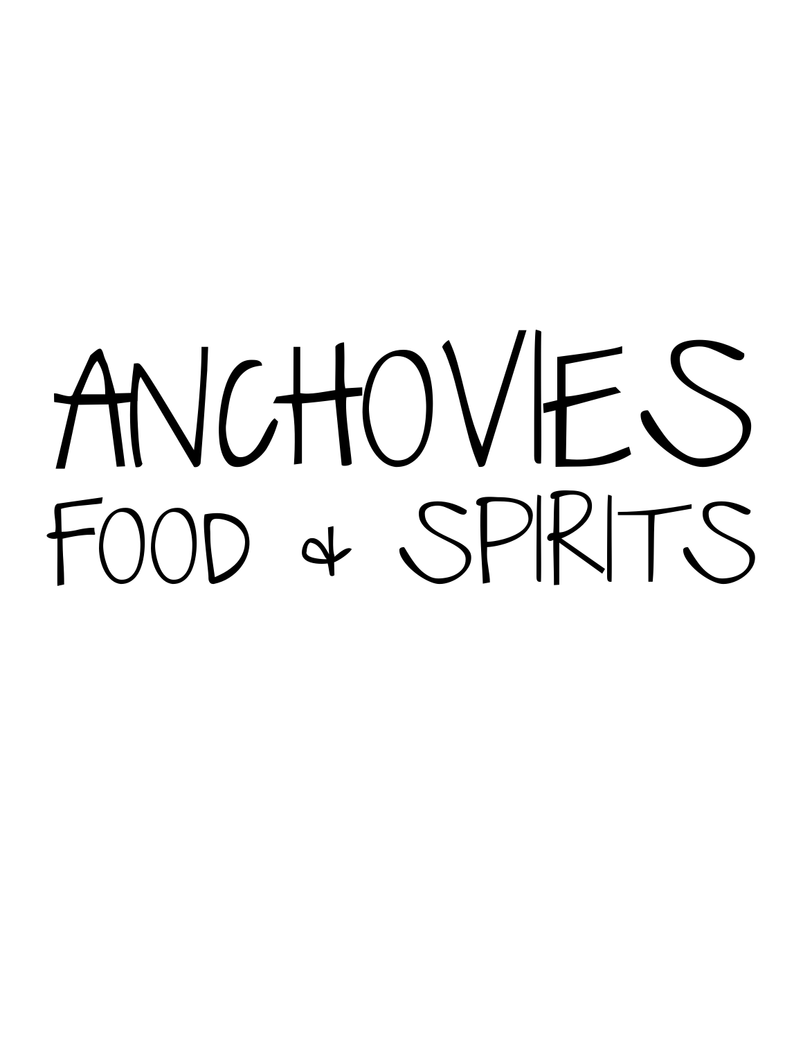# ANCHOVIES

## FOOD & SPIRITS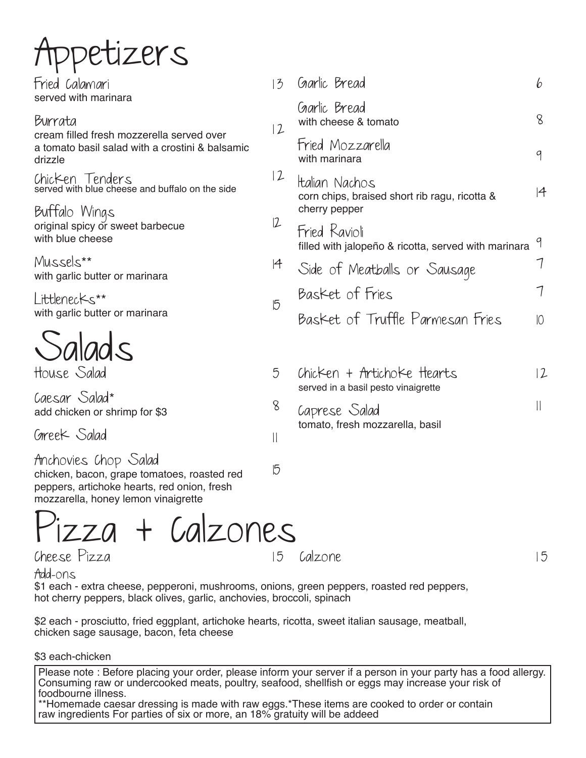# Appetizers

**Fried Calamari** 13
served with marinara

**Burrata** 12
cream filled fresh mozzerella served over a tomato basil salad with a crostini & balsamic drizzle

**Chicken Tenders** 12
served with blue cheese and buffalo on the side

**Buffalo Wings** 12
original spicy or sweet barbecue with blue cheese

**Mussels**** 14
with garlic butter or marinara

**Littlenecks**** 15
with garlic butter or marinara

**Garlic Bread** 6

**Garlic Bread** 8
with cheese & tomato

**Fried Mozzarella** 9
with marinara

**Italian Nachos** 14
corn chips, braised short rib ragu, ricotta & cherry pepper

**Fried Ravioli** 9
filled with jalopeño & ricotta, served with marinara

**Side of Meatballs or Sausage** 7

**Basket of Fries** 7

**Basket of Truffle Parmesan Fries** 10

# Salads

**House Salad** 5

**Caesar Salad*** 8
add chicken or shrimp for $3

**Greek Salad** 11

**Anchovies Chop Salad** 15
chicken, bacon, grape tomatoes, roasted red peppers, artichoke hearts, red onion, fresh mozzarella, honey lemon vinaigrette

**Chicken + Artichoke Hearts** 12
served in a basil pesto vinaigrette

**Caprese Salad** 11
tomato, fresh mozzarella, basil

# Pizza + Calzones

**Cheese Pizza** 15

**Calzone** 15

**Add-ons**

$1 each - extra cheese, pepperoni, mushrooms, onions, green peppers, roasted red peppers, hot cherry peppers, black olives, garlic, anchovies, broccoli, spinach

$2 each - prosciutto, fried eggplant, artichoke hearts, ricotta, sweet italian sausage, meatball, chicken sage sausage, bacon, feta cheese

$3 each-chicken

Please note : Before placing your order, please inform your server if a person in your party has a food allergy. Consuming raw or undercooked meats, poultry, seafood, shellfish or eggs may increase your risk of foodbourne illness.
**Homemade caesar dressing is made with raw eggs.*These items are cooked to order or contain raw ingredients For parties of six or more, an 18% gratuity will be addeed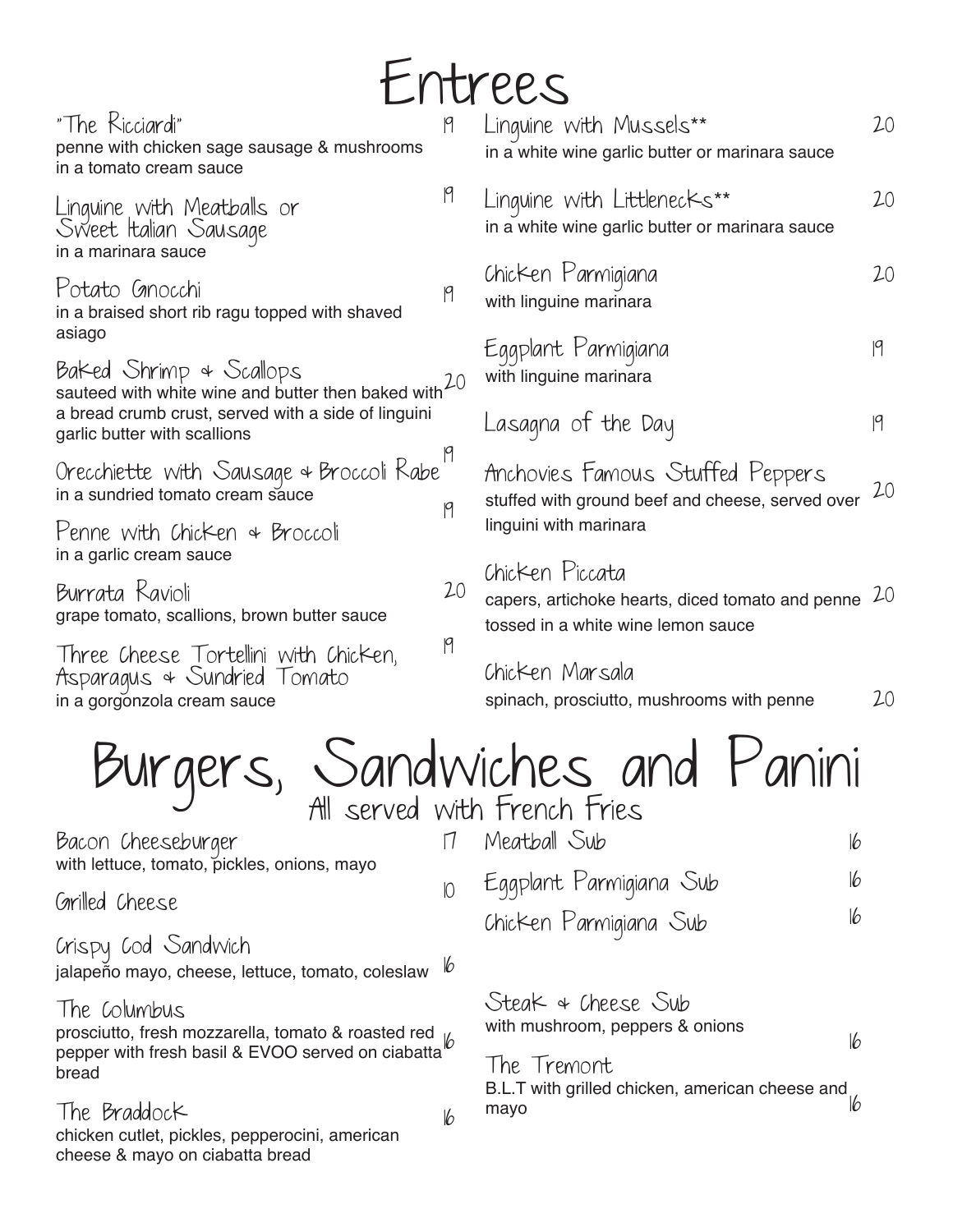# Entrees

**"The Ricciardi"** 19
penne with chicken sage sausage & mushrooms in a tomato cream sauce

**Linguine with Meatballs or Sweet Italian Sausage** 19
in a marinara sauce

**Potato Gnocchi** 19
in a braised short rib ragu topped with shaved asiago

**Baked Shrimp & Scallops** 20
sauteed with white wine and butter then baked with a bread crumb crust, served with a side of linguini garlic butter with scallions

**Orecchiette with Sausage & Broccoli Rabe** 19
in a sundried tomato cream sauce

**Penne with Chicken & Broccoli** 19
in a garlic cream sauce

**Burrata Ravioli** 20
grape tomato, scallions, brown butter sauce

**Three Cheese Tortellini with Chicken, Asparagus & Sundried Tomato** 19
in a gorgonzola cream sauce

**Linguine with Mussels**** 20
in a white wine garlic butter or marinara sauce

**Linguine with Littlenecks**** 20
in a white wine garlic butter or marinara sauce

**Chicken Parmigiana** 20
with linguine marinara

**Eggplant Parmigiana** 19
with linguine marinara

**Lasagna of the Day** 19

**Anchovies Famous Stuffed Peppers** 20
stuffed with ground beef and cheese, served over linguini with marinara

**Chicken Piccata** 20
capers, artichoke hearts, diced tomato and penne tossed in a white wine lemon sauce

**Chicken Marsala** 20
spinach, prosciutto, mushrooms with penne

# Burgers, Sandwiches and Panini

All served with French Fries

**Bacon Cheeseburger** 17
with lettuce, tomato, pickles, onions, mayo

**Grilled Cheese** 10

**Crispy Cod Sandwich** 16
jalapeño mayo, cheese, lettuce, tomato, coleslaw

**The Columbus** 16
prosciutto, fresh mozzarella, tomato & roasted red pepper with fresh basil & EVOO served on ciabatta bread

**The Braddock** 16
chicken cutlet, pickles, pepperocini, american cheese & mayo on ciabatta bread

**Meatball Sub** 16

**Eggplant Parmigiana Sub** 16

**Chicken Parmigiana Sub** 16

**Steak & Cheese Sub** 16
with mushroom, peppers & onions

**The Tremont** 16
B.L.T with grilled chicken, american cheese and mayo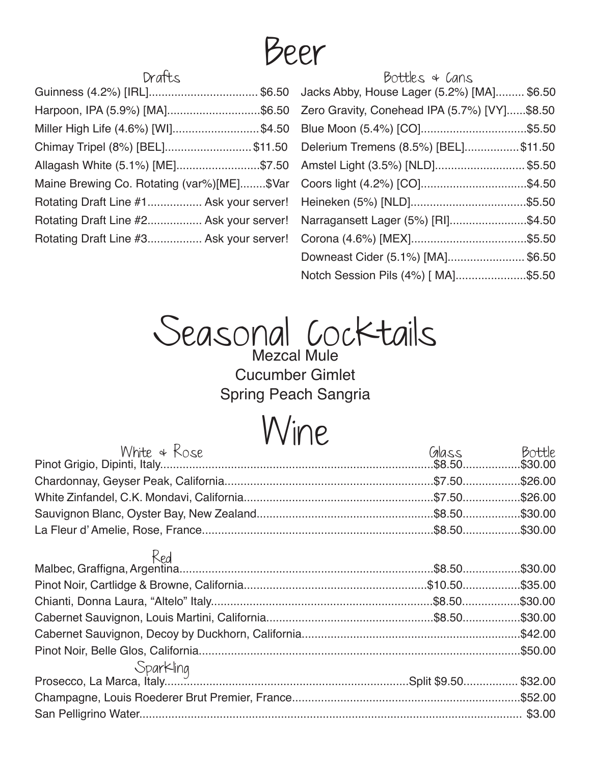# Beer

## Drafts

Guinness (4.2%) [IRL]................................. $6.50
Harpoon, IPA (5.9%) [MA]............................$6.50
Miller High Life (4.6%) [WI]..........................$4.50
Chimay Tripel (8%) [BEL]...........................$11.50
Allagash White (5.1%) [ME].........................$7.50
Maine Brewing Co. Rotating (var%)[ME]........$Var
Rotating Draft Line #1................. Ask your server!
Rotating Draft Line #2................. Ask your server!
Rotating Draft Line #3................. Ask your server!

## Bottles & Cans

Jacks Abby, House Lager (5.2%) [MA]......... $6.50
Zero Gravity, Conehead IPA (5.7%) [VY]......$8.50
Blue Moon (5.4%) [CO]................................$5.50
Delerium Tremens (8.5%) [BEL].................$11.50
Amstel Light (3.5%) [NLD]............................ $5.50
Coors light (4.2%) [CO]................................$4.50
Heineken (5%) [NLD]...................................$5.50
Narragansett Lager (5%) [RI]........................$4.50
Corona (4.6%) [MEX]...................................$5.50
Downeast Cider (5.1%) [MA]........................ $6.50
Notch Session Pils (4%) [ MA]......................$5.50

# Seasonal Cocktails

Mezcal Mule
Cucumber Gimlet
Spring Peach Sangria

# Wine

| White & Rose | Glass | Bottle |
|---|---|---|
| Pinot Grigio, Dipinti, Italy | $8.50 | $30.00 |
| Chardonnay, Geyser Peak, California | $7.50 | $26.00 |
| White Zinfandel, C.K. Mondavi, California | $7.50 | $26.00 |
| Sauvignon Blanc, Oyster Bay, New Zealand | $8.50 | $30.00 |
| La Fleur d' Amelie, Rose, France | $8.50 | $30.00 |
| **Red** | | |
| Malbec, Graffigna, Argentina | $8.50 | $30.00 |
| Pinot Noir, Cartlidge & Browne, California | $10.50 | $35.00 |
| Chianti, Donna Laura, "Altelo" Italy | $8.50 | $30.00 |
| Cabernet Sauvignon, Louis Martini, California | $8.50 | $30.00 |
| Cabernet Sauvignon, Decoy by Duckhorn, California | | $42.00 |
| Pinot Noir, Belle Glos, California | | $50.00 |
| **Sparkling** | | |
| Prosecco, La Marca, Italy | Split $9.50 | $32.00 |
| Champagne, Louis Roederer Brut Premier, France | | $52.00 |
| San Pelligrino Water | | $3.00 |